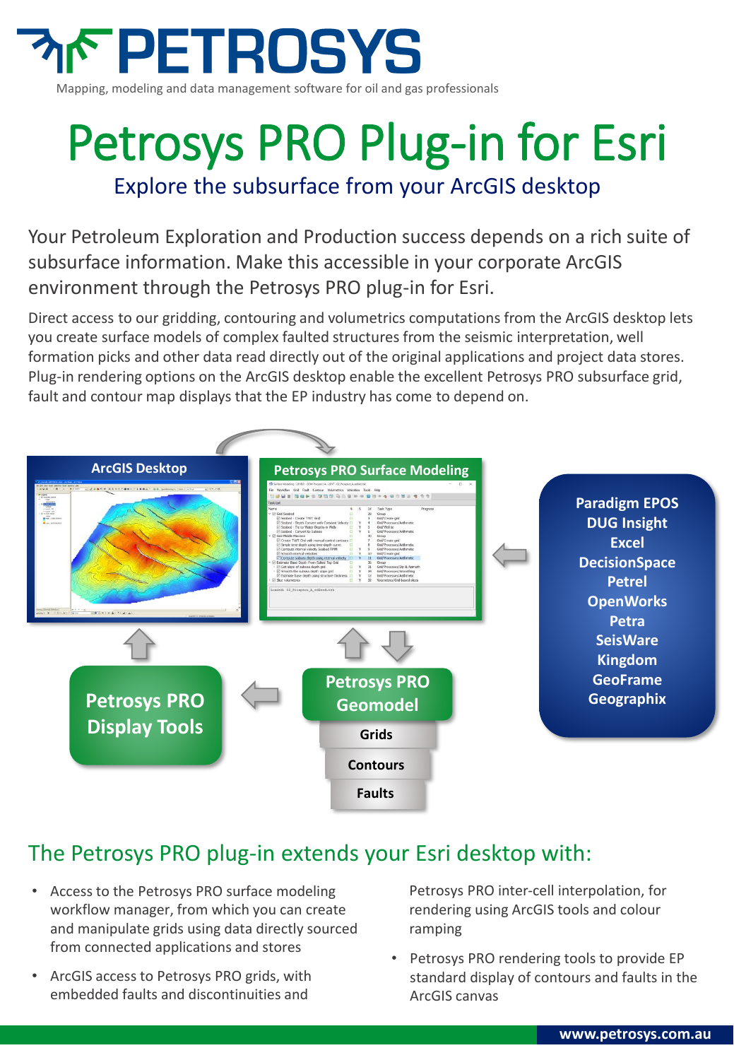# PETROSYS

Mapping, modeling and data management software for oil and gas professionals

# Petrosys PRO Plug-in for Esri

## Explore the subsurface from your ArcGIS desktop

Your Petroleum Exploration and Production success depends on a rich suite of subsurface information. Make this accessible in your corporate ArcGIS environment through the Petrosys PRO plug-in for Esri.

Direct access to our gridding, contouring and volumetrics computations from the ArcGIS desktop lets you create surface models of complex faulted structures from the seismic interpretation, well formation picks and other data read directly out of the original applications and project data stores. Plug-in rendering options on the ArcGIS desktop enable the excellent Petrosys PRO subsurface grid, fault and contour map displays that the EP industry has come to depend on.

ArcGIS Desktop

Petrosys PRO Surface Modeling

Paradigm EPOS
DUG Insight
Excel
DecisionSpace
Petrel
OpenWorks
Petra
SeisWare
Kingdom
GeoFrame
Geographix

Petrosys PRO Display Tools

Petrosys PRO Geomodel

- Grids
- Contours
- Faults

## The Petrosys PRO plug-in extends your Esri desktop with:

- Access to the Petrosys PRO surface modeling workflow manager, from which you can create and manipulate grids using data directly sourced from connected applications and stores
- ArcGIS access to Petrosys PRO grids, with embedded faults and discontinuities and Petrosys PRO inter-cell interpolation, for rendering using ArcGIS tools and colour ramping
- Petrosys PRO rendering tools to provide EP standard display of contours and faults in the ArcGIS canvas

www.petrosys.com.au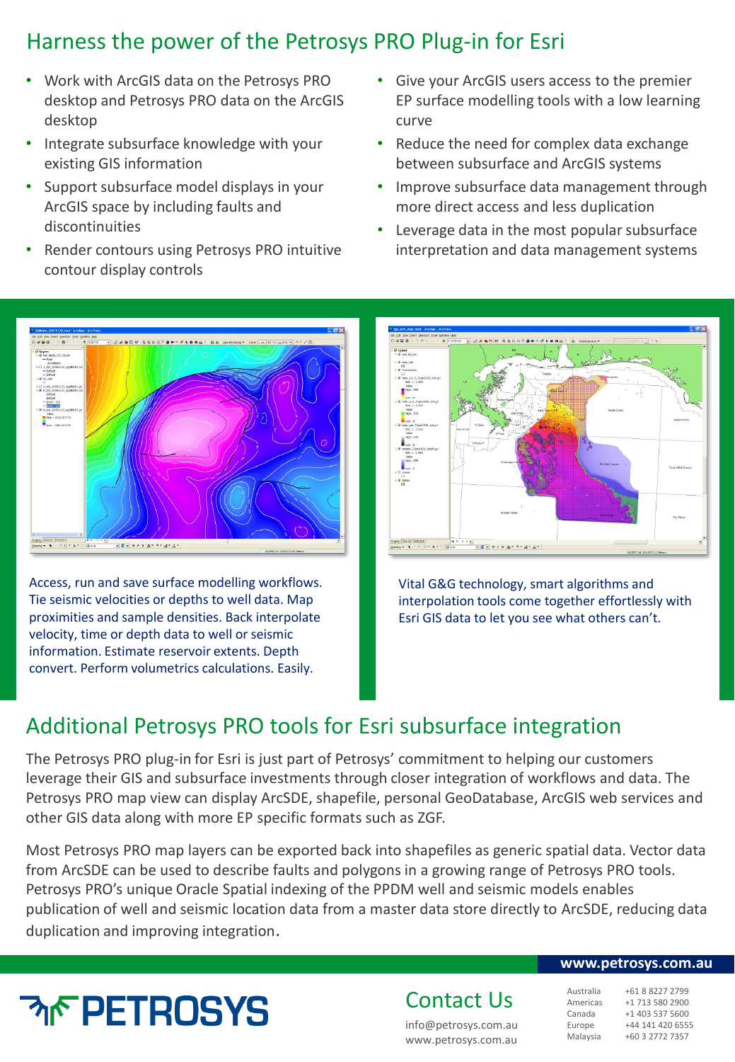# Harness the power of the Petrosys PRO Plug-in for Esri

- Work with ArcGIS data on the Petrosys PRO desktop and Petrosys PRO data on the ArcGIS desktop
- Integrate subsurface knowledge with your existing GIS information
- Support subsurface model displays in your ArcGIS space by including faults and discontinuities
- Render contours using Petrosys PRO intuitive contour display controls
- Give your ArcGIS users access to the premier EP surface modelling tools with a low learning curve
- Reduce the need for complex data exchange between subsurface and ArcGIS systems
- Improve subsurface data management through more direct access and less duplication
- Leverage data in the most popular subsurface interpretation and data management systems

Access, run and save surface modelling workflows. Tie seismic velocities or depths to well data. Map proximities and sample densities. Back interpolate velocity, time or depth data to well or seismic information. Estimate reservoir extents. Depth convert. Perform volumetrics calculations. Easily.

Vital G&G technology, smart algorithms and interpolation tools come together effortlessly with Esri GIS data to let you see what others can't.

# Additional Petrosys PRO tools for Esri subsurface integration

The Petrosys PRO plug-in for Esri is just part of Petrosys' commitment to helping our customers leverage their GIS and subsurface investments through closer integration of workflows and data. The Petrosys PRO map view can display ArcSDE, shapefile, personal GeoDatabase, ArcGIS web services and other GIS data along with more EP specific formats such as ZGF.

Most Petrosys PRO map layers can be exported back into shapefiles as generic spatial data. Vector data from ArcSDE can be used to describe faults and polygons in a growing range of Petrosys PRO tools. Petrosys PRO's unique Oracle Spatial indexing of the PPDM well and seismic models enables publication of well and seismic location data from a master data store directly to ArcSDE, reducing data duplication and improving integration.

www.petrosys.com.au

PETROSYS

## Contact Us

info@petrosys.com.au
www.petrosys.com.au

| | |
|---|---|
| Australia | +61 8 8227 2799 |
| Americas | +1 713 580 2900 |
| Canada | +1 403 537 5600 |
| Europe | +44 141 420 6555 |
| Malaysia | +60 3 2772 7357 |